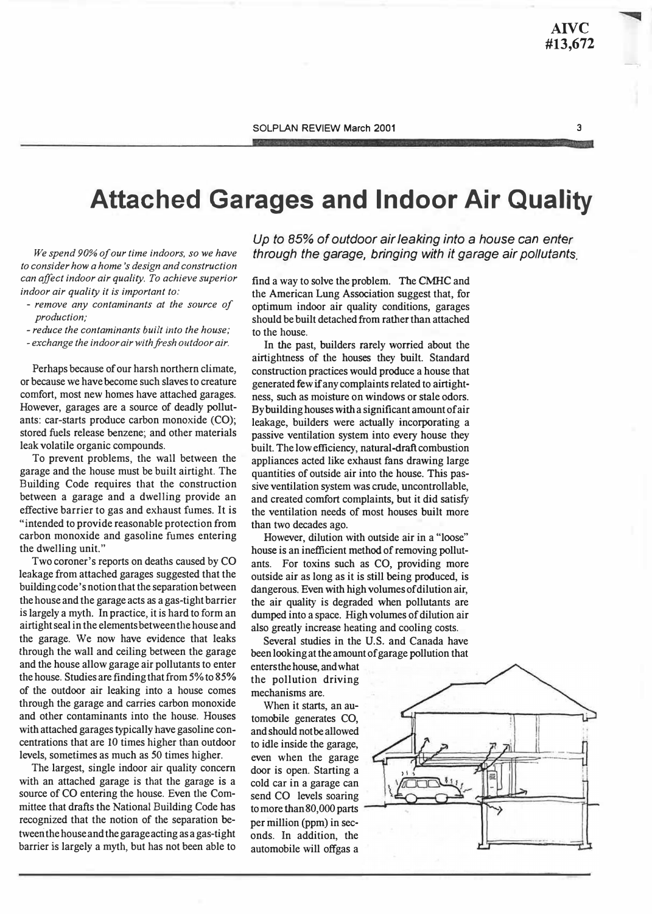# Attached Garages and Indoor Air Quality

*Up to 85% of outdoor air leaking into a house can enter through the garage, bringing with it garage air pollutants.*

*We spend 90% of our time indoors, so we have to consider how a home's design and construction can affect indoor air quality. To achieve superior indoor air quality it is important to:*

- *remove any contaminants at the source of production;*
- *reduce the contaminants built into the house;*
- *exchange the indoor air with fresh outdoor air.*

Perhaps because of our harsh northern climate, or because we have become such slaves to creature comfort, most new homes have attached garages. However, garages are a source of deadly pollutants: car-starts produce carbon monoxide (CO); stored fuels release benzene; and other materials leak volatile organic compounds.

To prevent problems, the wall between the garage and the house must be built airtight. The Building Code requires that the construction between a garage and a dwelling provide an effective barrier to gas and exhaust fumes. It is "intended to provide reasonable protection from carbon monoxide and gasoline fumes entering the dwelling unit."

Two coroner's reports on deaths caused by CO leakage from attached garages suggested that the building code's notion that the separation between the house and the garage acts as a gas-tight barrier is largely a myth. In practice, it is hard to form an airtight seal in the elements between the house and the garage. We now have evidence that leaks through the wall and ceiling between the garage and the house allow garage air pollutants to enter the house. Studies are finding that from 5% to 85% of the outdoor air leaking into a house comes through the garage and carries carbon monoxide and other contaminants into the house. Houses with attached garages typically have gasoline concentrations that are 10 times higher than outdoor levels, sometimes as much as 50 times higher.

The largest, single indoor air quality concern with an attached garage is that the garage is a source of CO entering the house. Even the Committee that drafts the National Building Code has recognized that the notion of the separation between the house and the garage acting as a gas-tight barrier is largely a myth, but has not been able to find a way to solve the problem. The CMHC and the American Lung Association suggest that, for optimum indoor air quality conditions, garages should be built detached from rather than attached to the house.

In the past, builders rarely worried about the airtightness of the houses they built. Standard construction practices would produce a house that generated few if any complaints related to airtightness, such as moisture on windows or stale odors. By building houses with a significant amount of air leakage, builders were actually incorporating a passive ventilation system into every house they built. The low efficiency, natural-draft combustion appliances acted like exhaust fans drawing large quantities of outside air into the house. This passive ventilation system was crude, uncontrollable, and created comfort complaints, but it did satisfy the ventilation needs of most houses built more than two decades ago.

However, dilution with outside air in a "loose" house is an inefficient method of removing pollutants. For toxins such as CO, providing more outside air as long as it is still being produced, is dangerous. Even with high volumes of dilution air, the air quality is degraded when pollutants are dumped into a space. High volumes of dilution air also greatly increase heating and cooling costs.

Several studies in the U.S. and Canada have been looking at the amount of garage pollution that enters the house, and what the pollution driving mechanisms are.

When it starts, an automobile generates CO, and should not be allowed to idle inside the garage, even when the garage door is open. Starting a cold car in a garage can send CO levels soaring to more than 80,000 parts per million (ppm) in seconds. In addition, the automobile will offgas a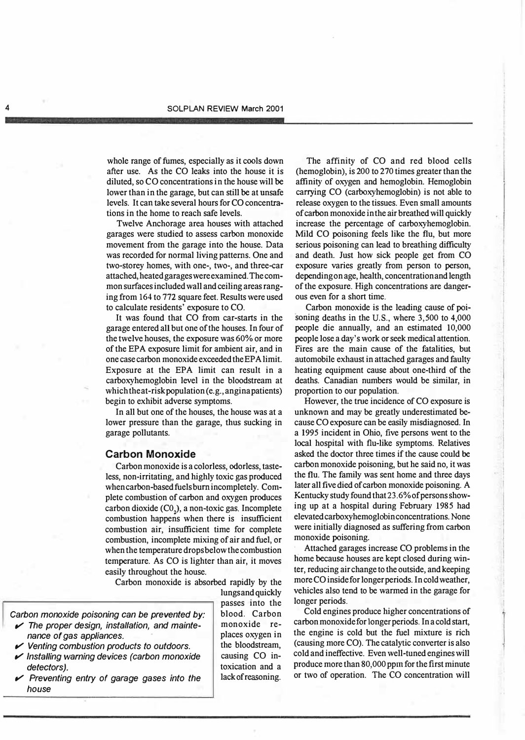whole range of fumes, especially as it cools down after use. As the CO leaks into the house it is diluted, so CO concentrations in the house will be lower than in the garage, but can still be at unsafe levels. It can take several hours for CO concentrations in the home to reach safe levels.

Twelve Anchorage area houses with attached garages were studied to assess carbon monoxide movement from the garage into the house. Data was recorded for normal living patterns. One and two-storey homes, with one-, two-, and three-car attached, heated garages were examined. The common surfaces included wall and ceiling areas ranging from 164 to 772 square feet. Results were used to calculate residents' exposure to CO.

It was found that CO from car-starts in the garage entered all but one of the houses. In four of the twelve houses, the exposure was 60% or more of the EPA exposure limit for ambient air, and in one case carbon monoxide exceeded the EPA limit. Exposure at the EPA limit can result in a carboxyhemoglobin level in the bloodstream at which the at-risk population (e.g., angina patients) begin to exhibit adverse symptoms.

In all but one of the houses, the house was at a lower pressure than the garage, thus sucking in garage pollutants.

## Carbon Monoxide

Carbon monoxide is a colorless, odorless, tasteless, non-irritating, and highly toxic gas produced when carbon-based fuels burn incompletely. Complete combustion of carbon and oxygen produces carbon dioxide ($CO_2$), a non-toxic gas. Incomplete combustion happens when there is insufficient combustion air, insufficient time for complete combustion, incomplete mixing of air and fuel, or when the temperature drops below the combustion temperature. As CO is lighter than air, it moves easily throughout the house.

Carbon monoxide is absorbed rapidly by the lungs and quickly passes into the blood. Carbon monoxide replaces oxygen in the bloodstream, causing CO intoxication and a lack of reasoning.

*Carbon monoxide poisoning can be prevented by:*

- *The proper design, installation, and maintenance of gas appliances.*
- *Venting combustion products to outdoors.*
- *Installing warning devices (carbon monoxide detectors).*
- *Preventing entry of garage gases into the house*

The affinity of CO and red blood cells (hemoglobin), is 200 to 270 times greater than the affinity of oxygen and hemoglobin. Hemoglobin carrying CO (carboxyhemoglobin) is not able to release oxygen to the tissues. Even small amounts of carbon monoxide in the air breathed will quickly increase the percentage of carboxyhemoglobin. Mild CO poisoning feels like the flu, but more serious poisoning can lead to breathing difficulty and death. Just how sick people get from CO exposure varies greatly from person to person, depending on age, health, concentration and length of the exposure. High concentrations are dangerous even for a short time.

Carbon monoxide is the leading cause of poisoning deaths in the U.S., where 3,500 to 4,000 people die annually, and an estimated 10,000 people lose a day's work or seek medical attention. Fires are the main cause of the fatalities, but automobile exhaust in attached garages and faulty heating equipment cause about one-third of the deaths. Canadian numbers would be similar, in proportion to our population.

However, the true incidence of CO exposure is unknown and may be greatly underestimated because CO exposure can be easily misdiagnosed. In a 1995 incident in Ohio, five persons went to the local hospital with flu-like symptoms. Relatives asked the doctor three times if the cause could be carbon monoxide poisoning, but he said no, it was the flu. The family was sent home and three days later all five died of carbon monoxide poisoning. A Kentucky study found that 23.6% of persons showing up at a hospital during February 1985 had elevated carboxyhemoglobin concentrations. None were initially diagnosed as suffering from carbon monoxide poisoning.

Attached garages increase CO problems in the home because houses are kept closed during winter, reducing air change to the outside, and keeping more CO inside for longer periods. In cold weather, vehicles also tend to be warmed in the garage for longer periods.

Cold engines produce higher concentrations of carbon monoxide for longer periods. In a cold start, the engine is cold but the fuel mixture is rich (causing more CO). The catalytic converter is also cold and ineffective. Even well-tuned engines will produce more than 80,000 ppm for the first minute or two of operation. The CO concentration will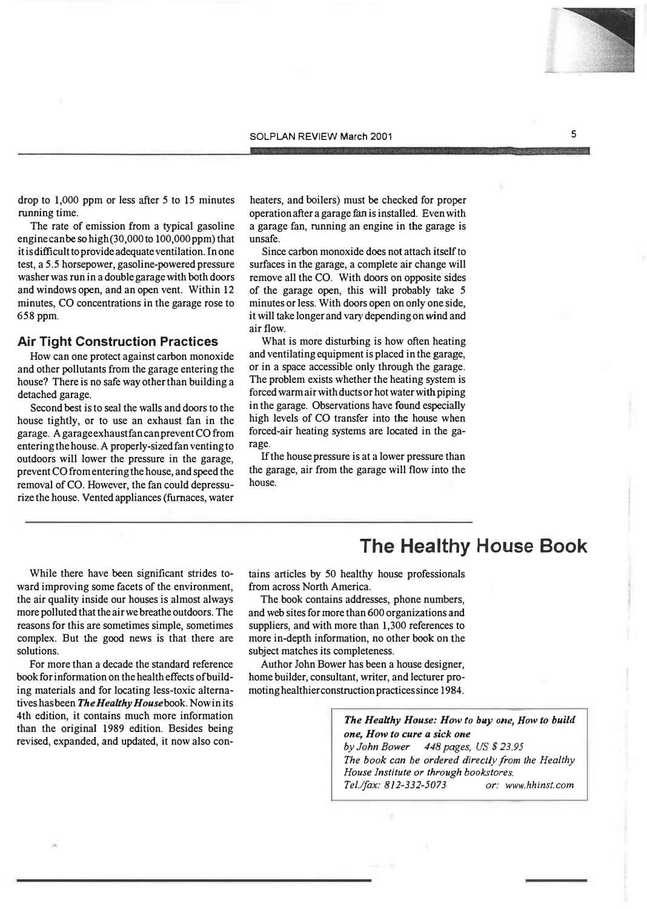drop to 1,000 ppm or less after 5 to 15 minutes running time.

The rate of emission from a typical gasoline engine can be so high (30,000 to 100,000 ppm) that it is difficult to provide adequate ventilation. In one test, a 5.5 horsepower, gasoline-powered pressure washer was run in a double garage with both doors and windows open, and an open vent. Within 12 minutes, CO concentrations in the garage rose to 658 ppm.

### Air Tight Construction Practices

How can one protect against carbon monoxide and other pollutants from the garage entering the house? There is no safe way other than building a detached garage.

Second best is to seal the walls and doors to the house tightly, or to use an exhaust fan in the garage. A garage exhaust fan can prevent CO from entering the house. A properly-sized fan venting to outdoors will lower the pressure in the garage, prevent CO from entering the house, and speed the removal of CO. However, the fan could depressurize the house. Vented appliances (furnaces, water heaters, and boilers) must be checked for proper operation after a garage fan is installed. Even with a garage fan, running an engine in the garage is unsafe.

Since carbon monoxide does not attach itself to surfaces in the garage, a complete air change will remove all the CO. With doors on opposite sides of the garage open, this will probably take 5 minutes or less. With doors open on only one side, it will take longer and vary depending on wind and air flow.

What is more disturbing is how often heating and ventilating equipment is placed in the garage, or in a space accessible only through the garage. The problem exists whether the heating system is forced warm air with ducts or hot water with piping in the garage. Observations have found especially high levels of CO transfer into the house when forced-air heating systems are located in the garage.

If the house pressure is at a lower pressure than the garage, air from the garage will flow into the house.

## The Healthy House Book

While there have been significant strides toward improving some facets of the environment, the air quality inside our houses is almost always more polluted that the air we breathe outdoors. The reasons for this are sometimes simple, sometimes complex. But the good news is that there are solutions.

For more than a decade the standard reference book for information on the health effects of building materials and for locating less-toxic alternatives has been ***The Healthy House*** book. Now in its 4th edition, it contains much more information than the original 1989 edition. Besides being revised, expanded, and updated, it now also contains articles by 50 healthy house professionals from across North America.

The book contains addresses, phone numbers, and web sites for more than 600 organizations and suppliers, and with more than 1,300 references to more in-depth information, no other book on the subject matches its completeness.

Author John Bower has been a house designer, home builder, consultant, writer, and lecturer promoting healthier construction practices since 1984.

***The Healthy House: How to buy one, How to build one, How to cure a sick one***
*by John Bower 448 pages, US $ 23.95*
*The book can be ordered directly from the Healthy House Institute or through bookstores.*
*Tel./fax: 812-332-5073 or: www.hhinst.com*